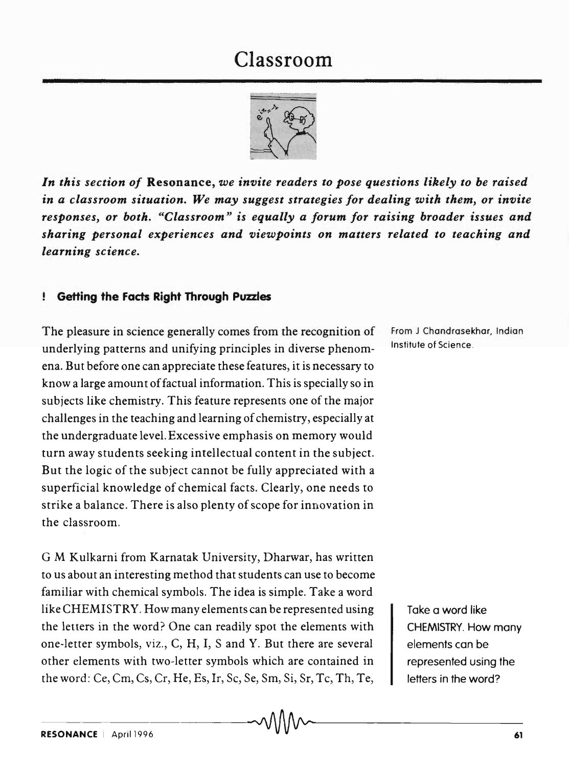# Classroom

***In this section of* Resonance, *we invite readers to pose questions likely to be raised in a classroom situation. We may suggest strategies for dealing with them, or invite responses, or both. "Classroom" is equally a forum for raising broader issues and sharing personal experiences and viewpoints on matters related to teaching and learning science.***

## ! Getting the Facts Right Through Puzzles

From J Chandrasekhar, Indian Institute of Science.

The pleasure in science generally comes from the recognition of underlying patterns and unifying principles in diverse phenomena. But before one can appreciate these features, it is necessary to know a large amount of factual information. This is specially so in subjects like chemistry. This feature represents one of the major challenges in the teaching and learning of chemistry, especially at the undergraduate level. Excessive emphasis on memory would turn away students seeking intellectual content in the subject. But the logic of the subject cannot be fully appreciated with a superficial knowledge of chemical facts. Clearly, one needs to strike a balance. There is also plenty of scope for innovation in the classroom.

G M Kulkarni from Karnatak University, Dharwar, has written to us about an interesting method that students can use to become familiar with chemical symbols. The idea is simple. Take a word like CHEMISTRY. How many elements can be represented using the letters in the word? One can readily spot the elements with one-letter symbols, viz., C, H, I, S and Y. But there are several other elements with two-letter symbols which are contained in the word: Ce, Cm, Cs, Cr, He, Es, Ir, Sc, Se, Sm, Si, Sr, Tc, Th, Te,

> Take a word like CHEMISTRY. How many elements can be represented using the letters in the word?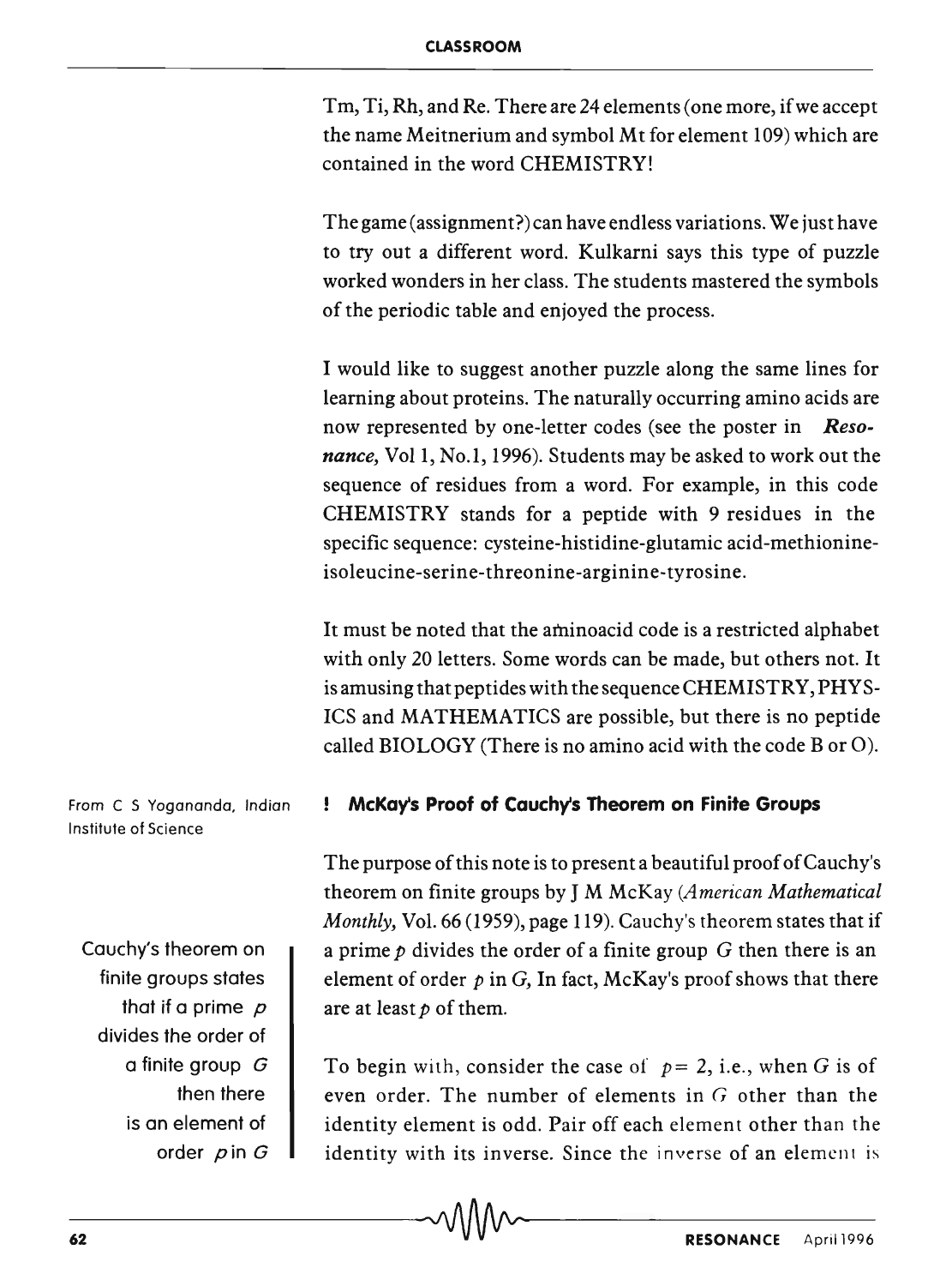Tm, Ti, Rh, and Re. There are 24 elements (one more, if we accept the name Meitnerium and symbol Mt for element 109) which are contained in the word CHEMISTRY!

The game (assignment?) can have endless variations. We just have to try out a different word. Kulkarni says this type of puzzle worked wonders in her class. The students mastered the symbols of the periodic table and enjoyed the process.

I would like to suggest another puzzle along the same lines for learning about proteins. The naturally occurring amino acids are now represented by one-letter codes (see the poster in ***Resonance***, Vol 1, No.1, 1996). Students may be asked to work out the sequence of residues from a word. For example, in this code CHEMISTRY stands for a peptide with 9 residues in the specific sequence: cysteine-histidine-glutamic acid-methionine-isoleucine-serine-threonine-arginine-tyrosine.

It must be noted that the aminoacid code is a restricted alphabet with only 20 letters. Some words can be made, but others not. It is amusing that peptides with the sequence CHEMISTRY, PHYSICS and MATHEMATICS are possible, but there is no peptide called BIOLOGY (There is no amino acid with the code B or O).

From C S Yogananda, Indian Institute of Science

## ! McKay's Proof of Cauchy's Theorem on Finite Groups

The purpose of this note is to present a beautiful proof of Cauchy's theorem on finite groups by J M McKay (*American Mathematical Monthly*, Vol. 66 (1959), page 119). Cauchy's theorem states that if a prime $p$ divides the order of a finite group $G$ then there is an element of order $p$ in $G$, In fact, McKay's proof shows that there are at least $p$ of them.

Cauchy's theorem on finite groups states that if a prime $p$ divides the order of a finite group $G$ then there is an element of order $p$ in $G$

To begin with, consider the case of $p = 2$, i.e., when $G$ is of even order. The number of elements in $G$ other than the identity element is odd. Pair off each element other than the identity with its inverse. Since the inverse of an element is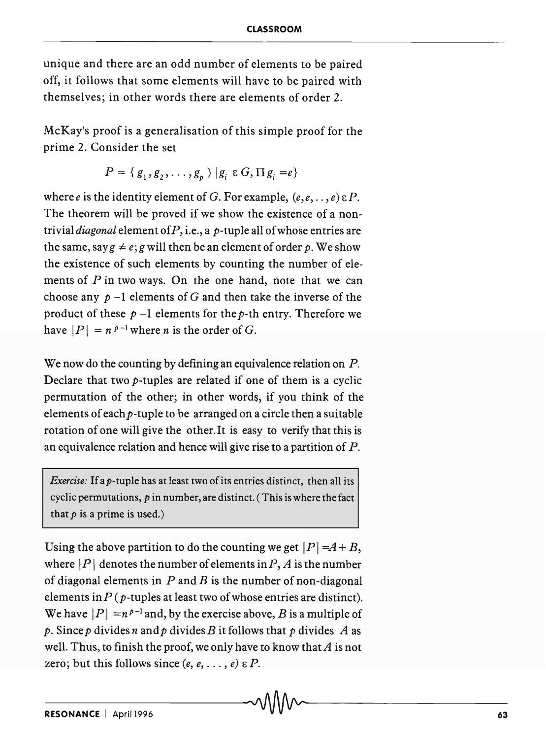unique and there are an odd number of elements to be paired off, it follows that some elements will have to be paired with themselves; in other words there are elements of order 2.

McKay's proof is a generalisation of this simple proof for the prime 2. Consider the set

$$P = \{ g_1, g_2, \ldots, g_p ) \,|\, g_i \in G, \Pi g_i = e\}$$

where $e$ is the identity element of $G$. For example, $(e, e, .., e) \in P$. The theorem will be proved if we show the existence of a non-trivial *diagonal* element of $P$, i.e., a $p$-tuple all of whose entries are the same, say $g \neq e$; $g$ will then be an element of order $p$. We show the existence of such elements by counting the number of elements of $P$ in two ways. On the one hand, note that we can choose any $p-1$ elements of $G$ and then take the inverse of the product of these $p-1$ elements for the $p$-th entry. Therefore we have $|P| = n^{p-1}$ where $n$ is the order of $G$.

We now do the counting by defining an equivalence relation on $P$. Declare that two $p$-tuples are related if one of them is a cyclic permutation of the other; in other words, if you think of the elements of each $p$-tuple to be arranged on a circle then a suitable rotation of one will give the other. It is easy to verify that this is an equivalence relation and hence will give rise to a partition of $P$.

*Exercise:* If a $p$-tuple has at least two of its entries distinct, then all its cyclic permutations, $p$ in number, are distinct. (This is where the fact that $p$ is a prime is used.)

Using the above partition to do the counting we get $|P| = A + B$, where $|P|$ denotes the number of elements in $P$, $A$ is the number of diagonal elements in $P$ and $B$ is the number of non-diagonal elements in $P$ ($p$-tuples at least two of whose entries are distinct). We have $|P| = n^{p-1}$ and, by the exercise above, $B$ is a multiple of $p$. Since $p$ divides $n$ and $p$ divides $B$ it follows that $p$ divides $A$ as well. Thus, to finish the proof, we only have to know that $A$ is not zero; but this follows since $(e, e, \ldots, e) \in P$.